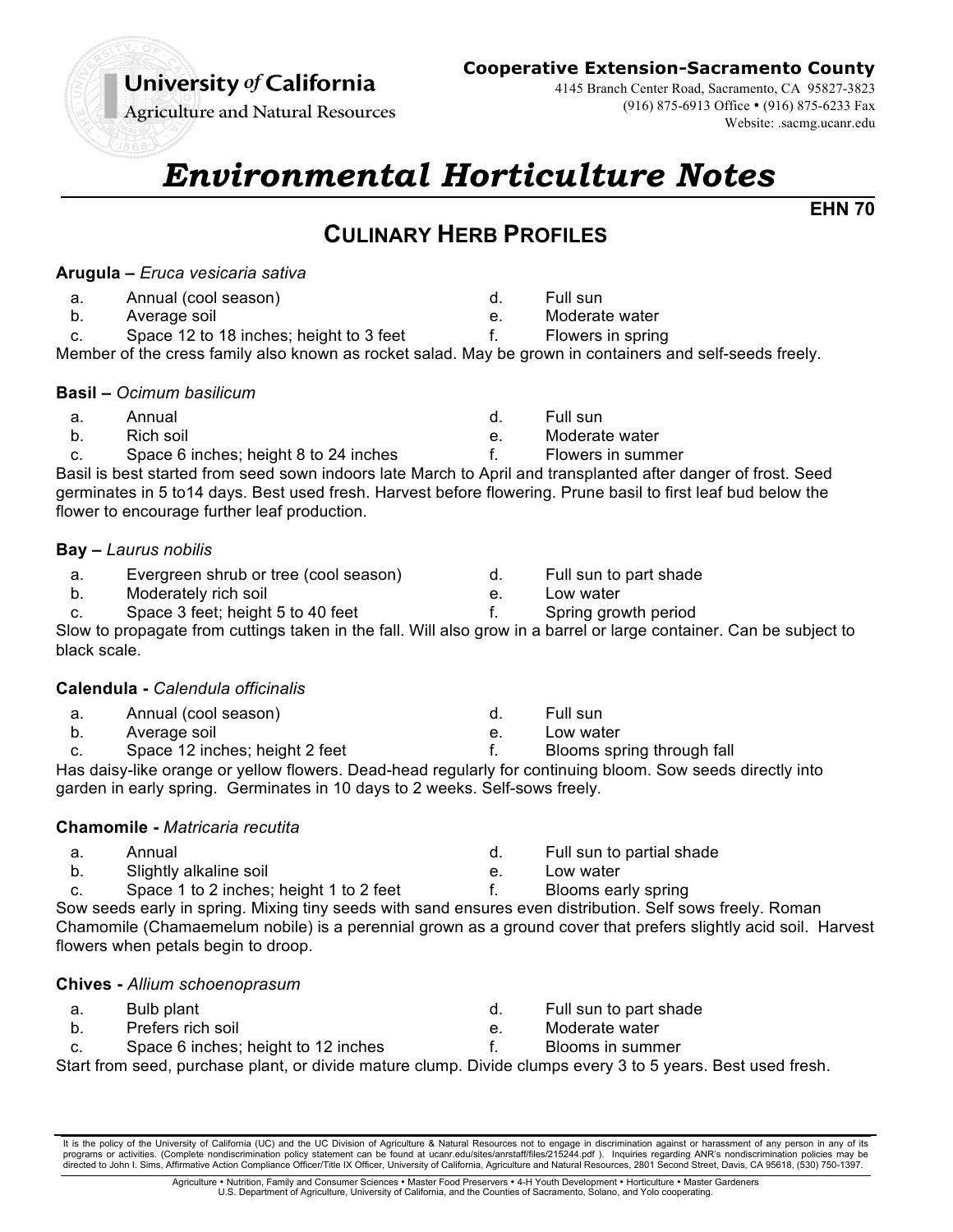**University of California**
**Agriculture and Natural Resources**

**Cooperative Extension-Sacramento County**
4145 Branch Center Road, Sacramento, CA 95827-3823
(916) 875-6913 Office • (916) 875-6233 Fax
Website: .sacmg.ucanr.edu

# *Environmental Horticulture Notes*

**EHN 70**

## CULINARY HERB PROFILES

**Arugula –** *Eruca vesicaria sativa*

a. Annual (cool season)
b. Average soil
c. Space 12 to 18 inches; height to 3 feet
d. Full sun
e. Moderate water
f. Flowers in spring

Member of the cress family also known as rocket salad. May be grown in containers and self-seeds freely.

**Basil –** *Ocimum basilicum*

a. Annual
b. Rich soil
c. Space 6 inches; height 8 to 24 inches
d. Full sun
e. Moderate water
f. Flowers in summer

Basil is best started from seed sown indoors late March to April and transplanted after danger of frost. Seed germinates in 5 to14 days. Best used fresh. Harvest before flowering. Prune basil to first leaf bud below the flower to encourage further leaf production.

**Bay –** *Laurus nobilis*

a. Evergreen shrub or tree (cool season)
b. Moderately rich soil
c. Space 3 feet; height 5 to 40 feet
d. Full sun to part shade
e. Low water
f. Spring growth period

Slow to propagate from cuttings taken in the fall. Will also grow in a barrel or large container. Can be subject to black scale.

**Calendula -** *Calendula officinalis*

a. Annual (cool season)
b. Average soil
c. Space 12 inches; height 2 feet
d. Full sun
e. Low water
f. Blooms spring through fall

Has daisy-like orange or yellow flowers. Dead-head regularly for continuing bloom. Sow seeds directly into garden in early spring. Germinates in 10 days to 2 weeks. Self-sows freely.

**Chamomile -** *Matricaria recutita*

a. Annual
b. Slightly alkaline soil
c. Space 1 to 2 inches; height 1 to 2 feet
d. Full sun to partial shade
e. Low water
f. Blooms early spring

Sow seeds early in spring. Mixing tiny seeds with sand ensures even distribution. Self sows freely. Roman Chamomile (Chamaemelum nobile) is a perennial grown as a ground cover that prefers slightly acid soil. Harvest flowers when petals begin to droop.

**Chives -** *Allium schoenoprasum*

a. Bulb plant
b. Prefers rich soil
c. Space 6 inches; height to 12 inches
d. Full sun to part shade
e. Moderate water
f. Blooms in summer

Start from seed, purchase plant, or divide mature clump. Divide clumps every 3 to 5 years. Best used fresh.

It is the policy of the University of California (UC) and the UC Division of Agriculture & Natural Resources not to engage in discrimination against or harassment of any person in any of its programs or activities. (Complete nondiscrimination policy statement can be found at ucanr.edu/sites/anrstaff/files/215244.pdf ). Inquiries regarding ANR's nondiscrimination policies may be directed to John I. Sims, Affirmative Action Compliance Officer/Title IX Officer, University of California, Agriculture and Natural Resources, 2801 Second Street, Davis, CA 95618, (530) 750-1397.

Agriculture • Nutrition, Family and Consumer Sciences • Master Food Preservers • 4-H Youth Development • Horticulture • Master Gardeners
U.S. Department of Agriculture, University of California, and the Counties of Sacramento, Solano, and Yolo cooperating.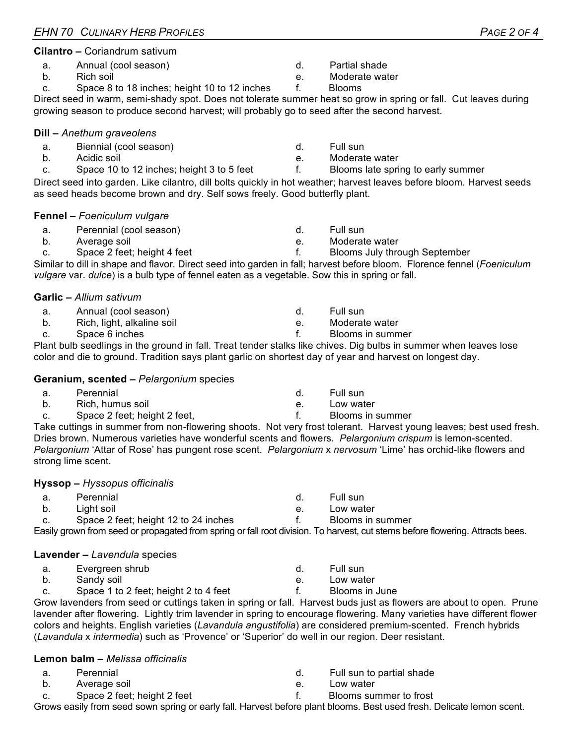**Cilantro –** Coriandrum sativum

a. Annual (cool season)
b. Rich soil
c. Space 8 to 18 inches; height 10 to 12 inches
d. Partial shade
e. Moderate water
f. Blooms

Direct seed in warm, semi-shady spot. Does not tolerate summer heat so grow in spring or fall. Cut leaves during growing season to produce second harvest; will probably go to seed after the second harvest.

**Dill –** *Anethum graveolens*

a. Biennial (cool season)
b. Acidic soil
c. Space 10 to 12 inches; height 3 to 5 feet
d. Full sun
e. Moderate water
f. Blooms late spring to early summer

Direct seed into garden. Like cilantro, dill bolts quickly in hot weather; harvest leaves before bloom. Harvest seeds as seed heads become brown and dry. Self sows freely. Good butterfly plant.

**Fennel –** *Foeniculum vulgare*

a. Perennial (cool season)
b. Average soil
c. Space 2 feet; height 4 feet
d. Full sun
e. Moderate water
f. Blooms July through September

Similar to dill in shape and flavor. Direct seed into garden in fall; harvest before bloom. Florence fennel (*Foeniculum vulgare* var. *dulce*) is a bulb type of fennel eaten as a vegetable. Sow this in spring or fall.

**Garlic –** *Allium sativum*

a. Annual (cool season)
b. Rich, light, alkaline soil
c. Space 6 inches
d. Full sun
e. Moderate water
f. Blooms in summer

Plant bulb seedlings in the ground in fall. Treat tender stalks like chives. Dig bulbs in summer when leaves lose color and die to ground. Tradition says plant garlic on shortest day of year and harvest on longest day.

**Geranium, scented –** *Pelargonium* species

a. Perennial
b. Rich, humus soil
c. Space 2 feet; height 2 feet,
d. Full sun
e. Low water
f. Blooms in summer

Take cuttings in summer from non-flowering shoots. Not very frost tolerant. Harvest young leaves; best used fresh. Dries brown. Numerous varieties have wonderful scents and flowers. *Pelargonium crispum* is lemon-scented. *Pelargonium* 'Attar of Rose' has pungent rose scent. *Pelargonium* x *nervosum* 'Lime' has orchid-like flowers and strong lime scent.

**Hyssop –** *Hyssopus officinalis*

a. Perennial
b. Light soil
c. Space 2 feet; height 12 to 24 inches
d. Full sun
e. Low water
f. Blooms in summer

Easily grown from seed or propagated from spring or fall root division. To harvest, cut stems before flowering. Attracts bees.

**Lavender –** *Lavendula* species

a. Evergreen shrub
b. Sandy soil
c. Space 1 to 2 feet; height 2 to 4 feet
d. Full sun
e. Low water
f. Blooms in June

Grow lavenders from seed or cuttings taken in spring or fall. Harvest buds just as flowers are about to open. Prune lavender after flowering. Lightly trim lavender in spring to encourage flowering. Many varieties have different flower colors and heights. English varieties (*Lavandula angustifolia*) are considered premium-scented. French hybrids (*Lavandula* x *intermedia*) such as 'Provence' or 'Superior' do well in our region. Deer resistant.

**Lemon balm –** *Melissa officinalis*

a. Perennial
b. Average soil
c. Space 2 feet; height 2 feet
d. Full sun to partial shade
e. Low water
f. Blooms summer to frost

Grows easily from seed sown spring or early fall. Harvest before plant blooms. Best used fresh. Delicate lemon scent.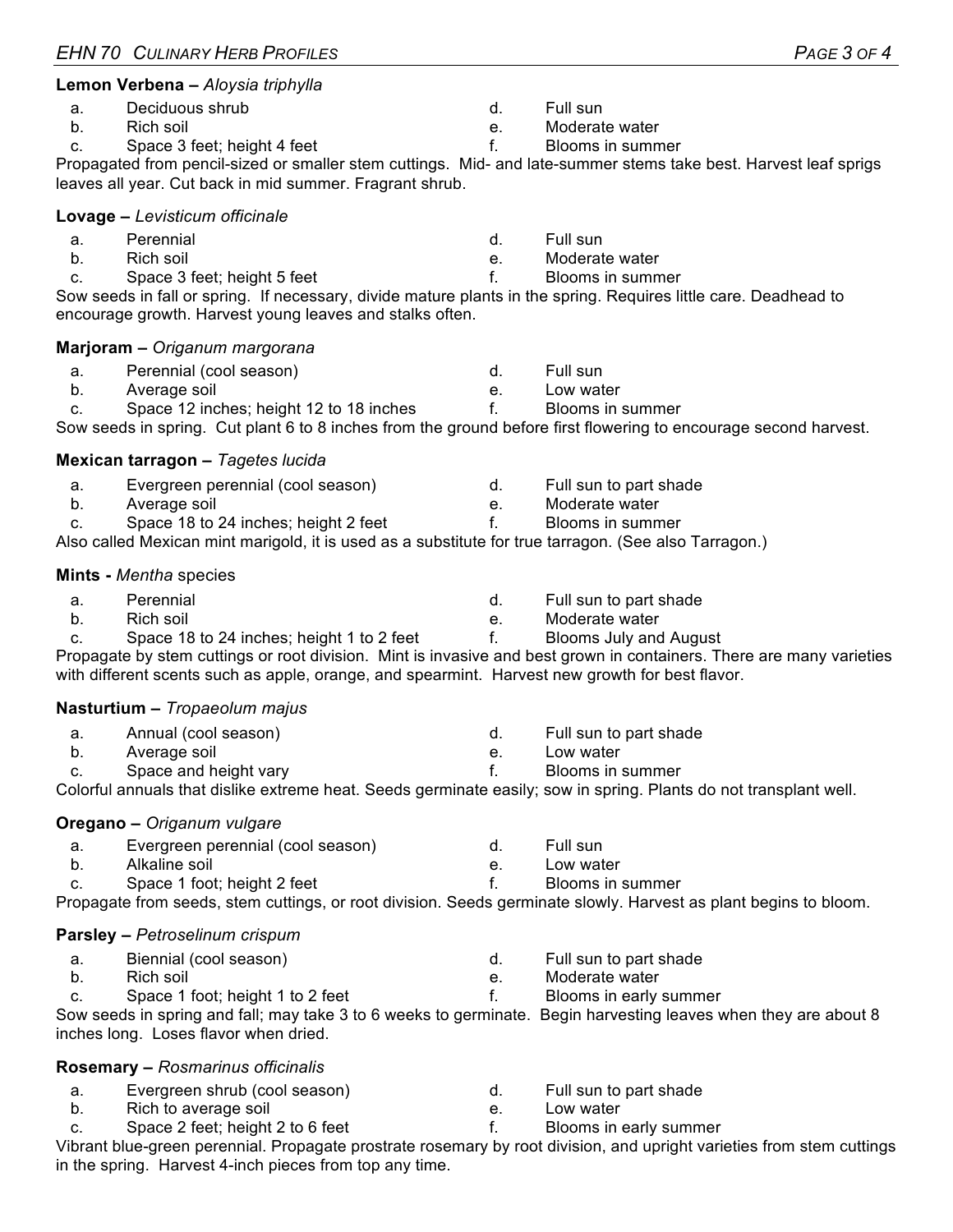**Lemon Verbena –** *Aloysia triphylla*

a. Deciduous shrub
b. Rich soil
c. Space 3 feet; height 4 feet
d. Full sun
e. Moderate water
f. Blooms in summer

Propagated from pencil-sized or smaller stem cuttings. Mid- and late-summer stems take best. Harvest leaf sprigs leaves all year. Cut back in mid summer. Fragrant shrub.

**Lovage –** *Levisticum officinale*

a. Perennial
b. Rich soil
c. Space 3 feet; height 5 feet
d. Full sun
e. Moderate water
f. Blooms in summer

Sow seeds in fall or spring. If necessary, divide mature plants in the spring. Requires little care. Deadhead to encourage growth. Harvest young leaves and stalks often.

**Marjoram –** *Origanum margorana*

a. Perennial (cool season)
b. Average soil
c. Space 12 inches; height 12 to 18 inches
d. Full sun
e. Low water
f. Blooms in summer

Sow seeds in spring. Cut plant 6 to 8 inches from the ground before first flowering to encourage second harvest.

**Mexican tarragon –** *Tagetes lucida*

a. Evergreen perennial (cool season)
b. Average soil
c. Space 18 to 24 inches; height 2 feet
d. Full sun to part shade
e. Moderate water
f. Blooms in summer

Also called Mexican mint marigold, it is used as a substitute for true tarragon. (See also Tarragon.)

**Mints -** *Mentha* species

a. Perennial
b. Rich soil
c. Space 18 to 24 inches; height 1 to 2 feet
d. Full sun to part shade
e. Moderate water
f. Blooms July and August

Propagate by stem cuttings or root division. Mint is invasive and best grown in containers. There are many varieties with different scents such as apple, orange, and spearmint. Harvest new growth for best flavor.

**Nasturtium –** *Tropaeolum majus*

a. Annual (cool season)
b. Average soil
c. Space and height vary
d. Full sun to part shade
e. Low water
f. Blooms in summer

Colorful annuals that dislike extreme heat. Seeds germinate easily; sow in spring. Plants do not transplant well.

**Oregano –** *Origanum vulgare*

a. Evergreen perennial (cool season)
b. Alkaline soil
c. Space 1 foot; height 2 feet
d. Full sun
e. Low water
f. Blooms in summer

Propagate from seeds, stem cuttings, or root division. Seeds germinate slowly. Harvest as plant begins to bloom.

**Parsley –** *Petroselinum crispum*

a. Biennial (cool season)
b. Rich soil
c. Space 1 foot; height 1 to 2 feet
d. Full sun to part shade
e. Moderate water
f. Blooms in early summer

Sow seeds in spring and fall; may take 3 to 6 weeks to germinate. Begin harvesting leaves when they are about 8 inches long. Loses flavor when dried.

**Rosemary –** *Rosmarinus officinalis*

a. Evergreen shrub (cool season)
b. Rich to average soil
c. Space 2 feet; height 2 to 6 feet
d. Full sun to part shade
e. Low water
f. Blooms in early summer

Vibrant blue-green perennial. Propagate prostrate rosemary by root division, and upright varieties from stem cuttings in the spring. Harvest 4-inch pieces from top any time.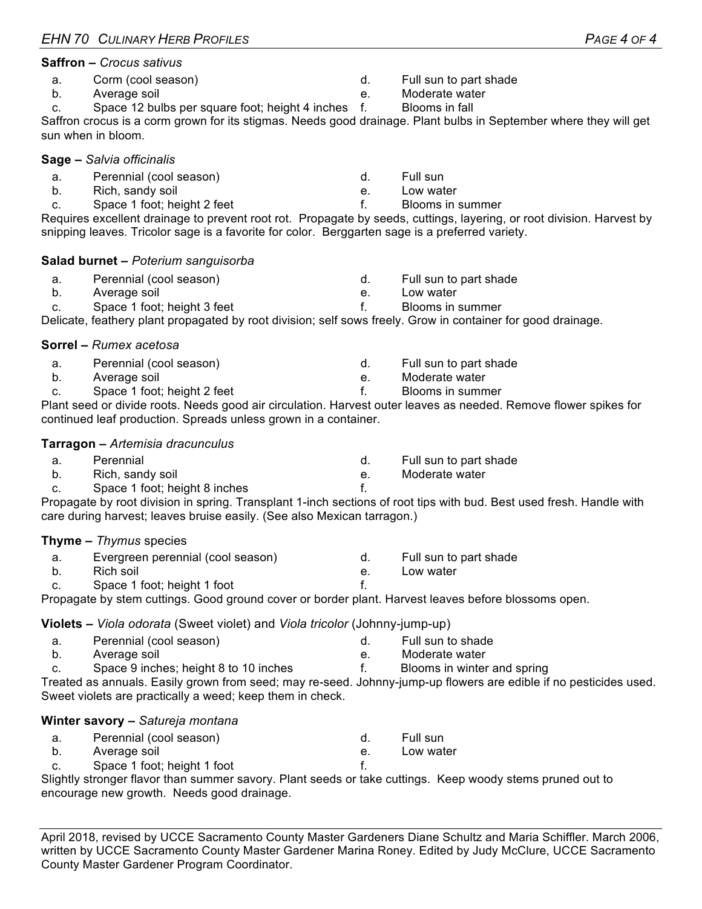**Saffron –** *Crocus sativus*

a. Corm (cool season)
b. Average soil
c. Space 12 bulbs per square foot; height 4 inches
d. Full sun to part shade
e. Moderate water
f. Blooms in fall

Saffron crocus is a corm grown for its stigmas. Needs good drainage. Plant bulbs in September where they will get sun when in bloom.

**Sage –** *Salvia officinalis*

a. Perennial (cool season)
b. Rich, sandy soil
c. Space 1 foot; height 2 feet
d. Full sun
e. Low water
f. Blooms in summer

Requires excellent drainage to prevent root rot. Propagate by seeds, cuttings, layering, or root division. Harvest by snipping leaves. Tricolor sage is a favorite for color. Berggarten sage is a preferred variety.

**Salad burnet –** *Poterium sanguisorba*

a. Perennial (cool season)
b. Average soil
c. Space 1 foot; height 3 feet
d. Full sun to part shade
e. Low water
f. Blooms in summer

Delicate, feathery plant propagated by root division; self sows freely. Grow in container for good drainage.

**Sorrel –** *Rumex acetosa*

a. Perennial (cool season)
b. Average soil
c. Space 1 foot; height 2 feet
d. Full sun to part shade
e. Moderate water
f. Blooms in summer

Plant seed or divide roots. Needs good air circulation. Harvest outer leaves as needed. Remove flower spikes for continued leaf production. Spreads unless grown in a container.

**Tarragon –** *Artemisia dracunculus*

a. Perennial
b. Rich, sandy soil
c. Space 1 foot; height 8 inches
d. Full sun to part shade
e. Moderate water
f.

Propagate by root division in spring. Transplant 1-inch sections of root tips with bud. Best used fresh. Handle with care during harvest; leaves bruise easily. (See also Mexican tarragon.)

**Thyme –** *Thymus* species

a. Evergreen perennial (cool season)
b. Rich soil
c. Space 1 foot; height 1 foot
d. Full sun to part shade
e. Low water
f.

Propagate by stem cuttings. Good ground cover or border plant. Harvest leaves before blossoms open.

**Violets –** *Viola odorata* (Sweet violet) and *Viola tricolor* (Johnny-jump-up)

a. Perennial (cool season)
b. Average soil
c. Space 9 inches; height 8 to 10 inches
d. Full sun to shade
e. Moderate water
f. Blooms in winter and spring

Treated as annuals. Easily grown from seed; may re-seed. Johnny-jump-up flowers are edible if no pesticides used. Sweet violets are practically a weed; keep them in check.

**Winter savory –** *Satureja montana*

a. Perennial (cool season)
b. Average soil
c. Space 1 foot; height 1 foot
d. Full sun
e. Low water
f.

Slightly stronger flavor than summer savory. Plant seeds or take cuttings. Keep woody stems pruned out to encourage new growth. Needs good drainage.

---

April 2018, revised by UCCE Sacramento County Master Gardeners Diane Schultz and Maria Schiffler. March 2006, written by UCCE Sacramento County Master Gardener Marina Roney. Edited by Judy McClure, UCCE Sacramento County Master Gardener Program Coordinator.